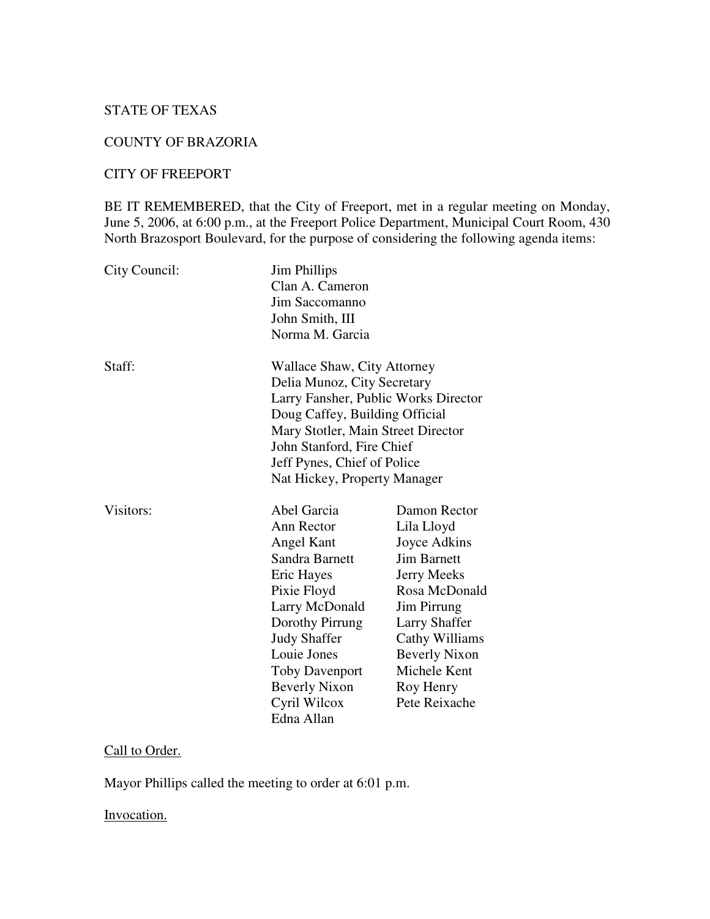STATE OF TEXAS

COUNTY OF BRAZORIA

CITY OF FREEPORT

BE IT REMEMBERED, that the City of Freeport, met in a regular meeting on Monday, June 5, 2006, at 6:00 p.m., at the Freeport Police Department, Municipal Court Room, 430 North Brazosport Boulevard, for the purpose of considering the following agenda items:

| | | |
|---|---|---|
| City Council: | Jim Phillips | |
| | Clan A. Cameron | |
| | Jim Saccomanno | |
| | John Smith, III | |
| | Norma M. Garcia | |
| Staff: | Wallace Shaw, City Attorney | |
| | Delia Munoz, City Secretary | |
| | Larry Fansher, Public Works Director | |
| | Doug Caffey, Building Official | |
| | Mary Stotler, Main Street Director | |
| | John Stanford, Fire Chief | |
| | Jeff Pynes, Chief of Police | |
| | Nat Hickey, Property Manager | |
| Visitors: | Abel Garcia | Damon Rector |
| | Ann Rector | Lila Lloyd |
| | Angel Kant | Joyce Adkins |
| | Sandra Barnett | Jim Barnett |
| | Eric Hayes | Jerry Meeks |
| | Pixie Floyd | Rosa McDonald |
| | Larry McDonald | Jim Pirrung |
| | Dorothy Pirrung | Larry Shaffer |
| | Judy Shaffer | Cathy Williams |
| | Louie Jones | Beverly Nixon |
| | Toby Davenport | Michele Kent |
| | Beverly Nixon | Roy Henry |
| | Cyril Wilcox | Pete Reixache |
| | Edna Allan | |

Call to Order.

Mayor Phillips called the meeting to order at 6:01 p.m.

Invocation.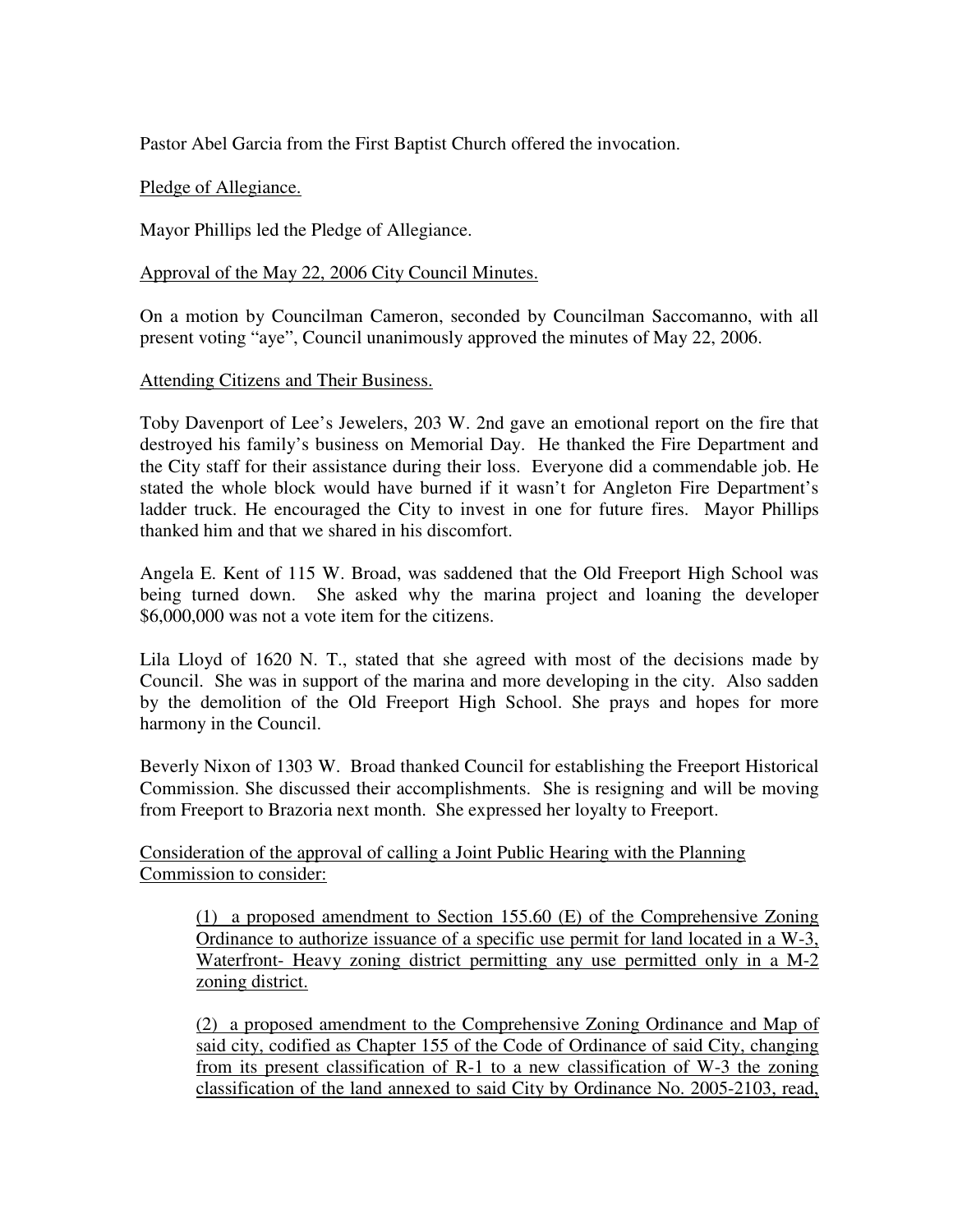Pastor Abel Garcia from the First Baptist Church offered the invocation.

<u>Pledge of Allegiance.</u>

Mayor Phillips led the Pledge of Allegiance.

<u>Approval of the May 22, 2006 City Council Minutes.</u>

On a motion by Councilman Cameron, seconded by Councilman Saccomanno, with all present voting "aye", Council unanimously approved the minutes of May 22, 2006.

<u>Attending Citizens and Their Business.</u>

Toby Davenport of Lee's Jewelers, 203 W. 2nd gave an emotional report on the fire that destroyed his family's business on Memorial Day. He thanked the Fire Department and the City staff for their assistance during their loss. Everyone did a commendable job. He stated the whole block would have burned if it wasn't for Angleton Fire Department's ladder truck. He encouraged the City to invest in one for future fires. Mayor Phillips thanked him and that we shared in his discomfort.

Angela E. Kent of 115 W. Broad, was saddened that the Old Freeport High School was being turned down. She asked why the marina project and loaning the developer $6,000,000 was not a vote item for the citizens.

Lila Lloyd of 1620 N. T., stated that she agreed with most of the decisions made by Council. She was in support of the marina and more developing in the city. Also sadden by the demolition of the Old Freeport High School. She prays and hopes for more harmony in the Council.

Beverly Nixon of 1303 W. Broad thanked Council for establishing the Freeport Historical Commission. She discussed their accomplishments. She is resigning and will be moving from Freeport to Brazoria next month. She expressed her loyalty to Freeport.

<u>Consideration of the approval of calling a Joint Public Hearing with the Planning Commission to consider:</u>

> <u>(1) a proposed amendment to Section 155.60 (E) of the Comprehensive Zoning Ordinance to authorize issuance of a specific use permit for land located in a W-3, Waterfront- Heavy zoning district permitting any use permitted only in a M-2 zoning district.</u>
>
> <u>(2) a proposed amendment to the Comprehensive Zoning Ordinance and Map of said city, codified as Chapter 155 of the Code of Ordinance of said City, changing from its present classification of R-1 to a new classification of W-3 the zoning classification of the land annexed to said City by Ordinance No. 2005-2103, read,</u>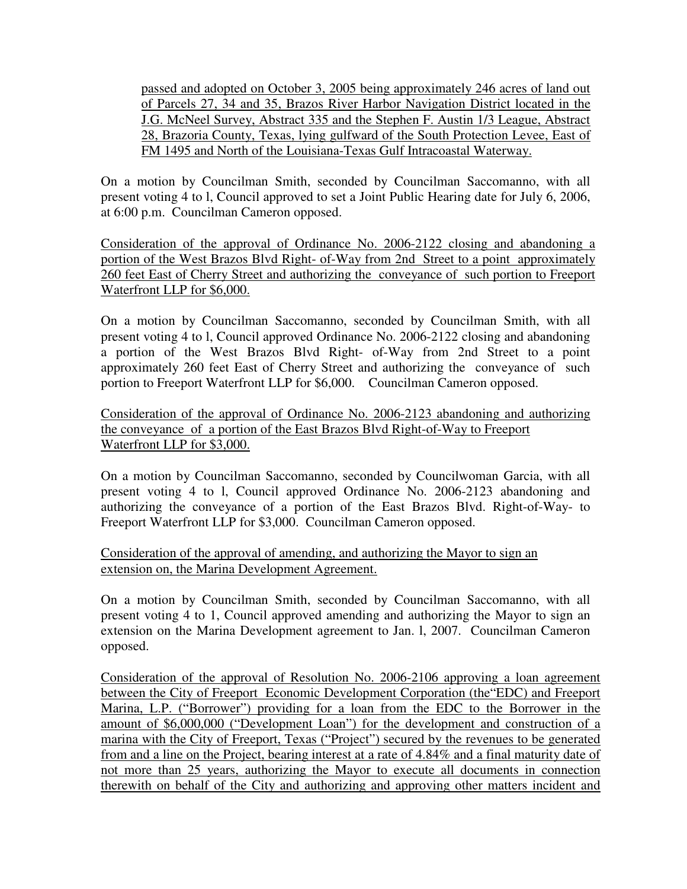passed and adopted on October 3, 2005 being approximately 246 acres of land out of Parcels 27, 34 and 35, Brazos River Harbor Navigation District located in the J.G. McNeel Survey, Abstract 335 and the Stephen F. Austin 1/3 League, Abstract 28, Brazoria County, Texas, lying gulfward of the South Protection Levee, East of FM 1495 and North of the Louisiana-Texas Gulf Intracoastal Waterway.

On a motion by Councilman Smith, seconded by Councilman Saccomanno, with all present voting 4 to l, Council approved to set a Joint Public Hearing date for July 6, 2006, at 6:00 p.m. Councilman Cameron opposed.

Consideration of the approval of Ordinance No. 2006-2122 closing and abandoning a portion of the West Brazos Blvd Right- of-Way from 2nd Street to a point approximately 260 feet East of Cherry Street and authorizing the conveyance of such portion to Freeport Waterfront LLP for $6,000.

On a motion by Councilman Saccomanno, seconded by Councilman Smith, with all present voting 4 to l, Council approved Ordinance No. 2006-2122 closing and abandoning a portion of the West Brazos Blvd Right- of-Way from 2nd Street to a point approximately 260 feet East of Cherry Street and authorizing the conveyance of such portion to Freeport Waterfront LLP for $6,000. Councilman Cameron opposed.

Consideration of the approval of Ordinance No. 2006-2123 abandoning and authorizing the conveyance of a portion of the East Brazos Blvd Right-of-Way to Freeport Waterfront LLP for $3,000.

On a motion by Councilman Saccomanno, seconded by Councilwoman Garcia, with all present voting 4 to l, Council approved Ordinance No. 2006-2123 abandoning and authorizing the conveyance of a portion of the East Brazos Blvd. Right-of-Way- to Freeport Waterfront LLP for $3,000. Councilman Cameron opposed.

Consideration of the approval of amending, and authorizing the Mayor to sign an extension on, the Marina Development Agreement.

On a motion by Councilman Smith, seconded by Councilman Saccomanno, with all present voting 4 to 1, Council approved amending and authorizing the Mayor to sign an extension on the Marina Development agreement to Jan. l, 2007. Councilman Cameron opposed.

Consideration of the approval of Resolution No. 2006-2106 approving a loan agreement between the City of Freeport Economic Development Corporation (the"EDC) and Freeport Marina, L.P. ("Borrower") providing for a loan from the EDC to the Borrower in the amount of $6,000,000 ("Development Loan") for the development and construction of a marina with the City of Freeport, Texas ("Project") secured by the revenues to be generated from and a line on the Project, bearing interest at a rate of 4.84% and a final maturity date of not more than 25 years, authorizing the Mayor to execute all documents in connection therewith on behalf of the City and authorizing and approving other matters incident and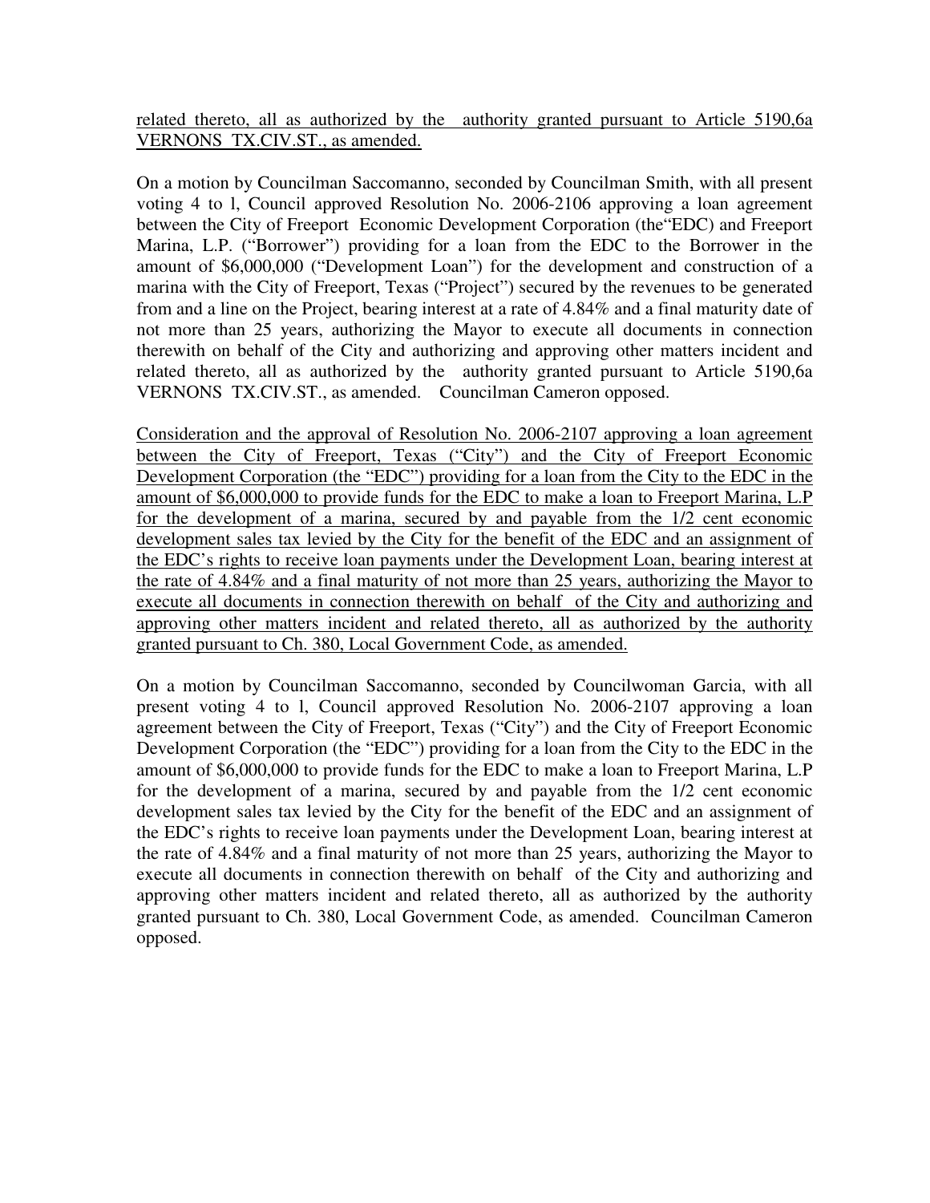<u>related thereto, all as authorized by the authority granted pursuant to Article 5190,6a VERNONS TX.CIV.ST., as amended.</u>

On a motion by Councilman Saccomanno, seconded by Councilman Smith, with all present voting 4 to l, Council approved Resolution No. 2006-2106 approving a loan agreement between the City of Freeport Economic Development Corporation (the"EDC) and Freeport Marina, L.P. ("Borrower") providing for a loan from the EDC to the Borrower in the amount of $6,000,000 ("Development Loan") for the development and construction of a marina with the City of Freeport, Texas ("Project") secured by the revenues to be generated from and a line on the Project, bearing interest at a rate of 4.84% and a final maturity date of not more than 25 years, authorizing the Mayor to execute all documents in connection therewith on behalf of the City and authorizing and approving other matters incident and related thereto, all as authorized by the authority granted pursuant to Article 5190,6a VERNONS TX.CIV.ST., as amended. Councilman Cameron opposed.

<u>Consideration and the approval of Resolution No. 2006-2107 approving a loan agreement between the City of Freeport, Texas ("City") and the City of Freeport Economic Development Corporation (the "EDC") providing for a loan from the City to the EDC in the amount of $6,000,000 to provide funds for the EDC to make a loan to Freeport Marina, L.P for the development of a marina, secured by and payable from the 1/2 cent economic development sales tax levied by the City for the benefit of the EDC and an assignment of the EDC's rights to receive loan payments under the Development Loan, bearing interest at the rate of 4.84% and a final maturity of not more than 25 years, authorizing the Mayor to execute all documents in connection therewith on behalf of the City and authorizing and approving other matters incident and related thereto, all as authorized by the authority granted pursuant to Ch. 380, Local Government Code, as amended.</u>

On a motion by Councilman Saccomanno, seconded by Councilwoman Garcia, with all present voting 4 to l, Council approved Resolution No. 2006-2107 approving a loan agreement between the City of Freeport, Texas ("City") and the City of Freeport Economic Development Corporation (the "EDC") providing for a loan from the City to the EDC in the amount of $6,000,000 to provide funds for the EDC to make a loan to Freeport Marina, L.P for the development of a marina, secured by and payable from the 1/2 cent economic development sales tax levied by the City for the benefit of the EDC and an assignment of the EDC's rights to receive loan payments under the Development Loan, bearing interest at the rate of 4.84% and a final maturity of not more than 25 years, authorizing the Mayor to execute all documents in connection therewith on behalf of the City and authorizing and approving other matters incident and related thereto, all as authorized by the authority granted pursuant to Ch. 380, Local Government Code, as amended. Councilman Cameron opposed.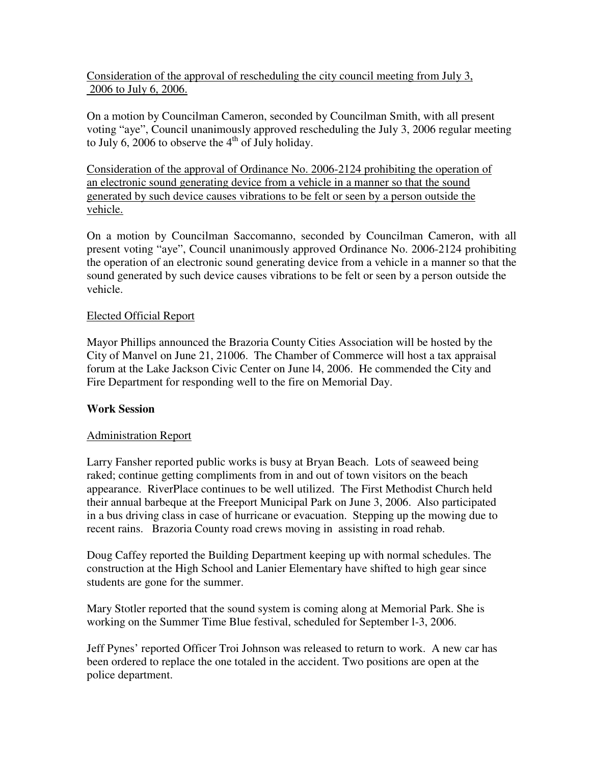Consideration of the approval of rescheduling the city council meeting from July 3, 2006 to July 6, 2006.

On a motion by Councilman Cameron, seconded by Councilman Smith, with all present voting "aye", Council unanimously approved rescheduling the July 3, 2006 regular meeting to July 6, 2006 to observe the 4th of July holiday.

Consideration of the approval of Ordinance No. 2006-2124 prohibiting the operation of an electronic sound generating device from a vehicle in a manner so that the sound generated by such device causes vibrations to be felt or seen by a person outside the vehicle.

On a motion by Councilman Saccomanno, seconded by Councilman Cameron, with all present voting "aye", Council unanimously approved Ordinance No. 2006-2124 prohibiting the operation of an electronic sound generating device from a vehicle in a manner so that the sound generated by such device causes vibrations to be felt or seen by a person outside the vehicle.

Elected Official Report

Mayor Phillips announced the Brazoria County Cities Association will be hosted by the City of Manvel on June 21, 21006. The Chamber of Commerce will host a tax appraisal forum at the Lake Jackson Civic Center on June l4, 2006. He commended the City and Fire Department for responding well to the fire on Memorial Day.

**Work Session**

Administration Report

Larry Fansher reported public works is busy at Bryan Beach. Lots of seaweed being raked; continue getting compliments from in and out of town visitors on the beach appearance. RiverPlace continues to be well utilized. The First Methodist Church held their annual barbeque at the Freeport Municipal Park on June 3, 2006. Also participated in a bus driving class in case of hurricane or evacuation. Stepping up the mowing due to recent rains. Brazoria County road crews moving in assisting in road rehab.

Doug Caffey reported the Building Department keeping up with normal schedules. The construction at the High School and Lanier Elementary have shifted to high gear since students are gone for the summer.

Mary Stotler reported that the sound system is coming along at Memorial Park. She is working on the Summer Time Blue festival, scheduled for September l-3, 2006.

Jeff Pynes' reported Officer Troi Johnson was released to return to work. A new car has been ordered to replace the one totaled in the accident. Two positions are open at the police department.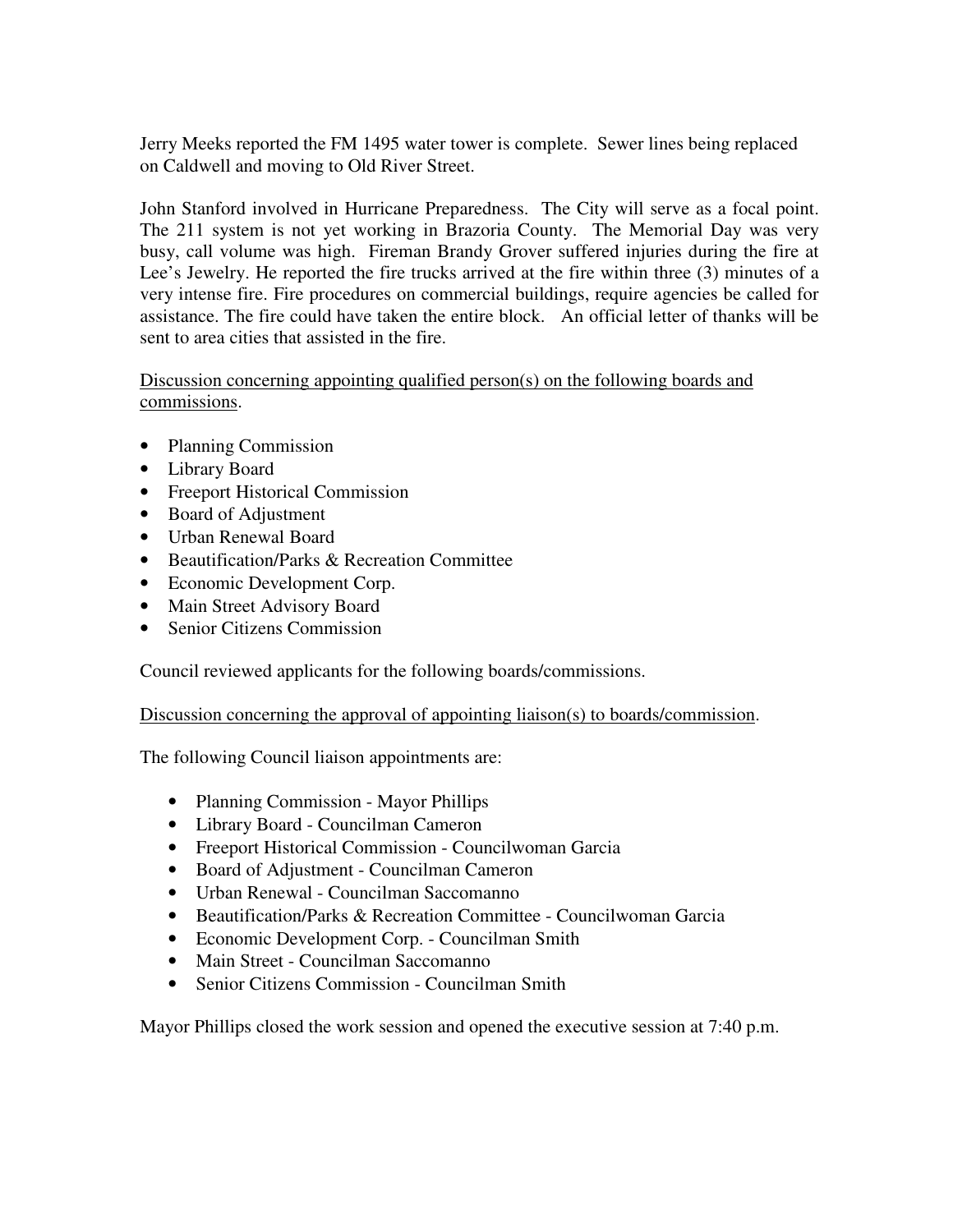Jerry Meeks reported the FM 1495 water tower is complete. Sewer lines being replaced on Caldwell and moving to Old River Street.

John Stanford involved in Hurricane Preparedness. The City will serve as a focal point. The 211 system is not yet working in Brazoria County. The Memorial Day was very busy, call volume was high. Fireman Brandy Grover suffered injuries during the fire at Lee's Jewelry. He reported the fire trucks arrived at the fire within three (3) minutes of a very intense fire. Fire procedures on commercial buildings, require agencies be called for assistance. The fire could have taken the entire block. An official letter of thanks will be sent to area cities that assisted in the fire.

<u>Discussion concerning appointing qualified person(s) on the following boards and commissions</u>.

- Planning Commission
- Library Board
- Freeport Historical Commission
- Board of Adjustment
- Urban Renewal Board
- Beautification/Parks & Recreation Committee
- Economic Development Corp.
- Main Street Advisory Board
- Senior Citizens Commission

Council reviewed applicants for the following boards/commissions.

<u>Discussion concerning the approval of appointing liaison(s) to boards/commission</u>.

The following Council liaison appointments are:

- Planning Commission - Mayor Phillips
- Library Board - Councilman Cameron
- Freeport Historical Commission - Councilwoman Garcia
- Board of Adjustment - Councilman Cameron
- Urban Renewal - Councilman Saccomanno
- Beautification/Parks & Recreation Committee - Councilwoman Garcia
- Economic Development Corp. - Councilman Smith
- Main Street - Councilman Saccomanno
- Senior Citizens Commission - Councilman Smith

Mayor Phillips closed the work session and opened the executive session at 7:40 p.m.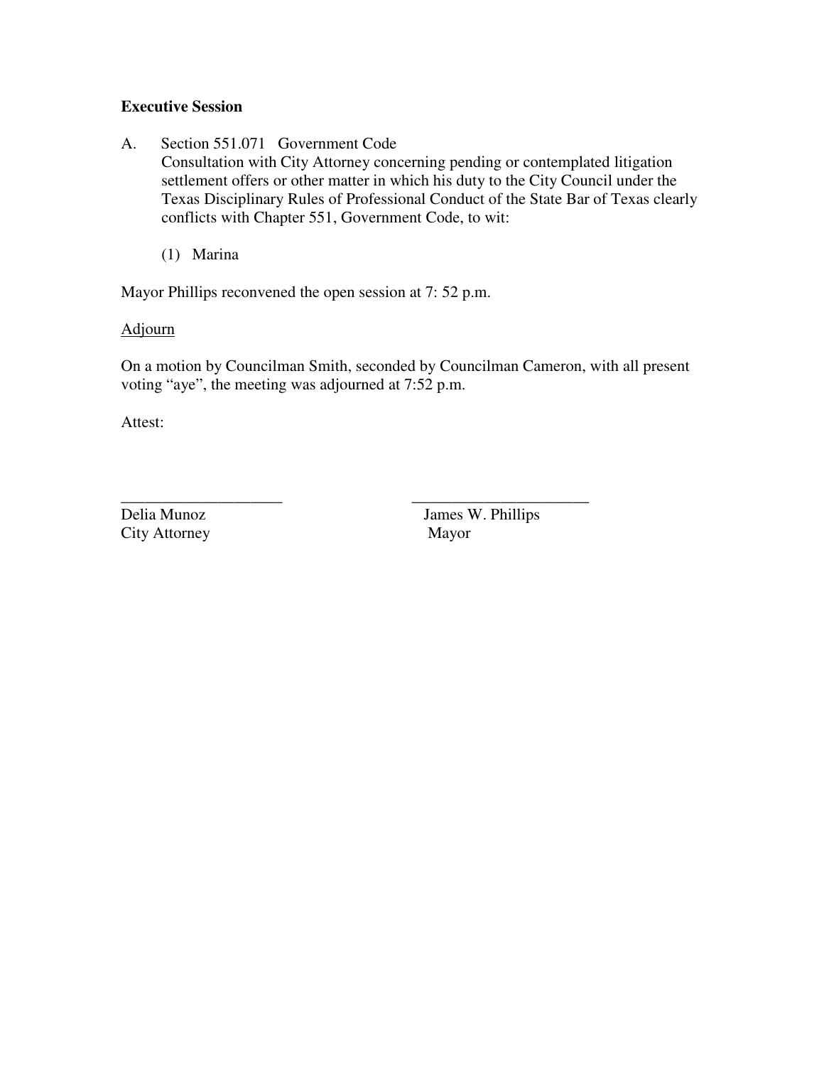**Executive Session**

A. Section 551.071 Government Code
Consultation with City Attorney concerning pending or contemplated litigation settlement offers or other matter in which his duty to the City Council under the Texas Disciplinary Rules of Professional Conduct of the State Bar of Texas clearly conflicts with Chapter 551, Government Code, to wit:

(1) Marina

Mayor Phillips reconvened the open session at 7: 52 p.m.

<u>Adjourn</u>

On a motion by Councilman Smith, seconded by Councilman Cameron, with all present voting "aye", the meeting was adjourned at 7:52 p.m.

Attest:

____________________ ______________________

Delia Munoz
City Attorney

James W. Phillips
Mayor